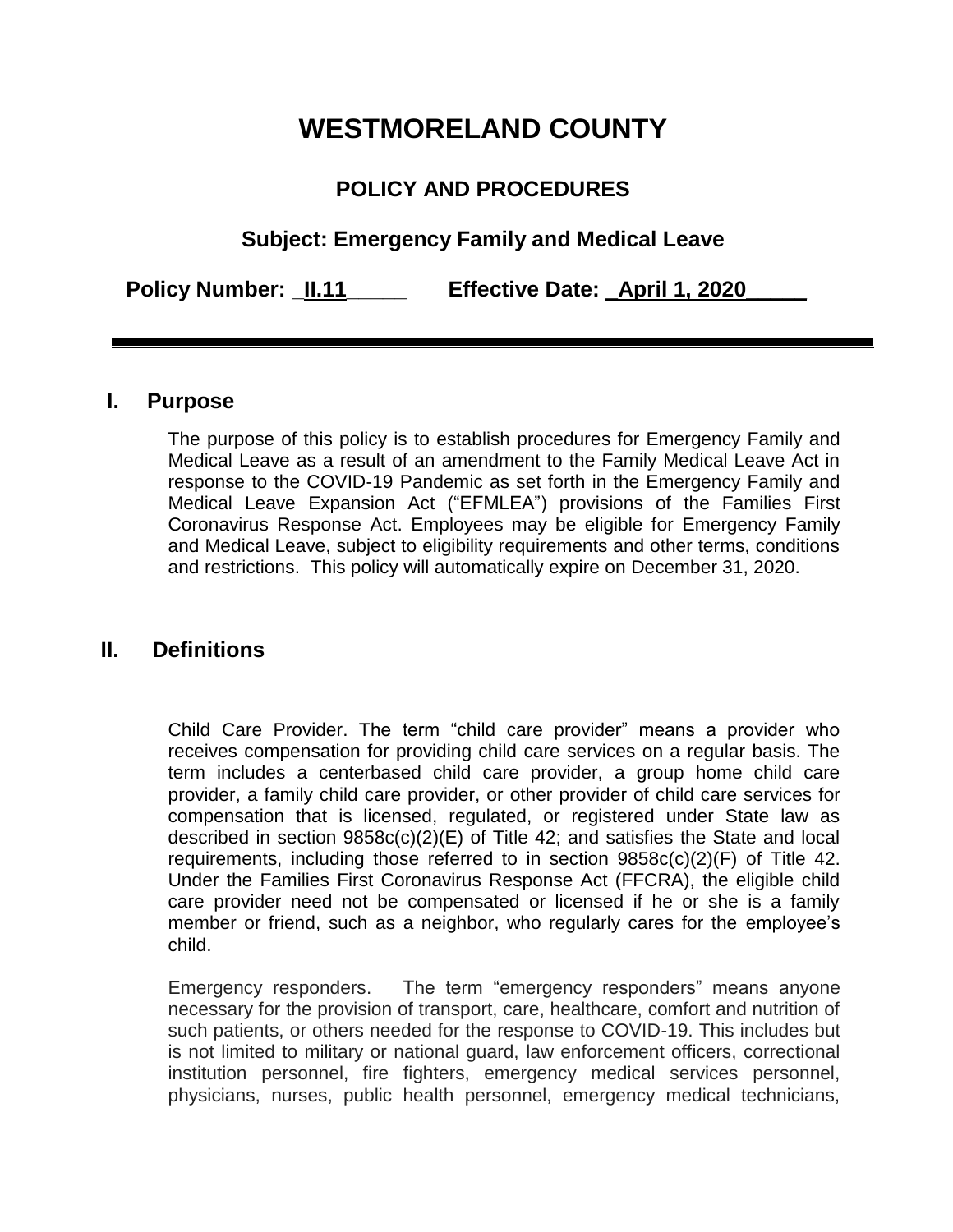# WESTMORELAND COUNTY

## POLICY AND PROCEDURES

### Subject: Emergency Family and Medical Leave

**Policy Number: II.11** **Effective Date: April 1, 2020**

---

## I. Purpose

The purpose of this policy is to establish procedures for Emergency Family and Medical Leave as a result of an amendment to the Family Medical Leave Act in response to the COVID-19 Pandemic as set forth in the Emergency Family and Medical Leave Expansion Act ("EFMLEA") provisions of the Families First Coronavirus Response Act. Employees may be eligible for Emergency Family and Medical Leave, subject to eligibility requirements and other terms, conditions and restrictions. This policy will automatically expire on December 31, 2020.

## II. Definitions

Child Care Provider. The term "child care provider" means a provider who receives compensation for providing child care services on a regular basis. The term includes a centerbased child care provider, a group home child care provider, a family child care provider, or other provider of child care services for compensation that is licensed, regulated, or registered under State law as described in section 9858c(c)(2)(E) of Title 42; and satisfies the State and local requirements, including those referred to in section 9858c(c)(2)(F) of Title 42. Under the Families First Coronavirus Response Act (FFCRA), the eligible child care provider need not be compensated or licensed if he or she is a family member or friend, such as a neighbor, who regularly cares for the employee's child.

Emergency responders. The term "emergency responders" means anyone necessary for the provision of transport, care, healthcare, comfort and nutrition of such patients, or others needed for the response to COVID-19. This includes but is not limited to military or national guard, law enforcement officers, correctional institution personnel, fire fighters, emergency medical services personnel, physicians, nurses, public health personnel, emergency medical technicians,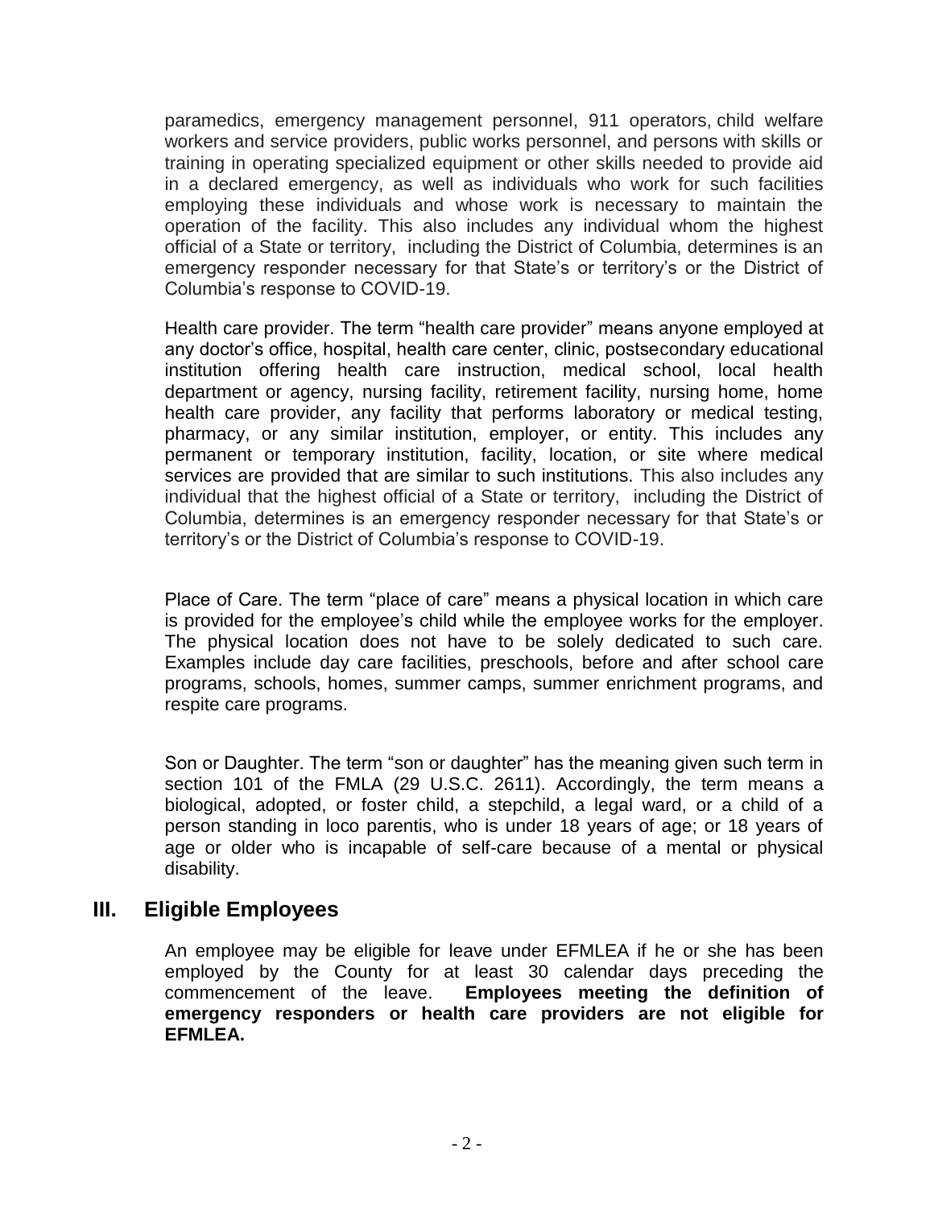paramedics, emergency management personnel, 911 operators, child welfare workers and service providers, public works personnel, and persons with skills or training in operating specialized equipment or other skills needed to provide aid in a declared emergency, as well as individuals who work for such facilities employing these individuals and whose work is necessary to maintain the operation of the facility. This also includes any individual whom the highest official of a State or territory, including the District of Columbia, determines is an emergency responder necessary for that State's or territory's or the District of Columbia's response to COVID-19.

Health care provider. The term "health care provider" means anyone employed at any doctor's office, hospital, health care center, clinic, postsecondary educational institution offering health care instruction, medical school, local health department or agency, nursing facility, retirement facility, nursing home, home health care provider, any facility that performs laboratory or medical testing, pharmacy, or any similar institution, employer, or entity. This includes any permanent or temporary institution, facility, location, or site where medical services are provided that are similar to such institutions. This also includes any individual that the highest official of a State or territory, including the District of Columbia, determines is an emergency responder necessary for that State's or territory's or the District of Columbia's response to COVID-19.

Place of Care. The term "place of care" means a physical location in which care is provided for the employee's child while the employee works for the employer. The physical location does not have to be solely dedicated to such care. Examples include day care facilities, preschools, before and after school care programs, schools, homes, summer camps, summer enrichment programs, and respite care programs.

Son or Daughter. The term "son or daughter" has the meaning given such term in section 101 of the FMLA (29 U.S.C. 2611). Accordingly, the term means a biological, adopted, or foster child, a stepchild, a legal ward, or a child of a person standing in loco parentis, who is under 18 years of age; or 18 years of age or older who is incapable of self-care because of a mental or physical disability.

## III. Eligible Employees

An employee may be eligible for leave under EFMLEA if he or she has been employed by the County for at least 30 calendar days preceding the commencement of the leave. **Employees meeting the definition of emergency responders or health care providers are not eligible for EFMLEA.**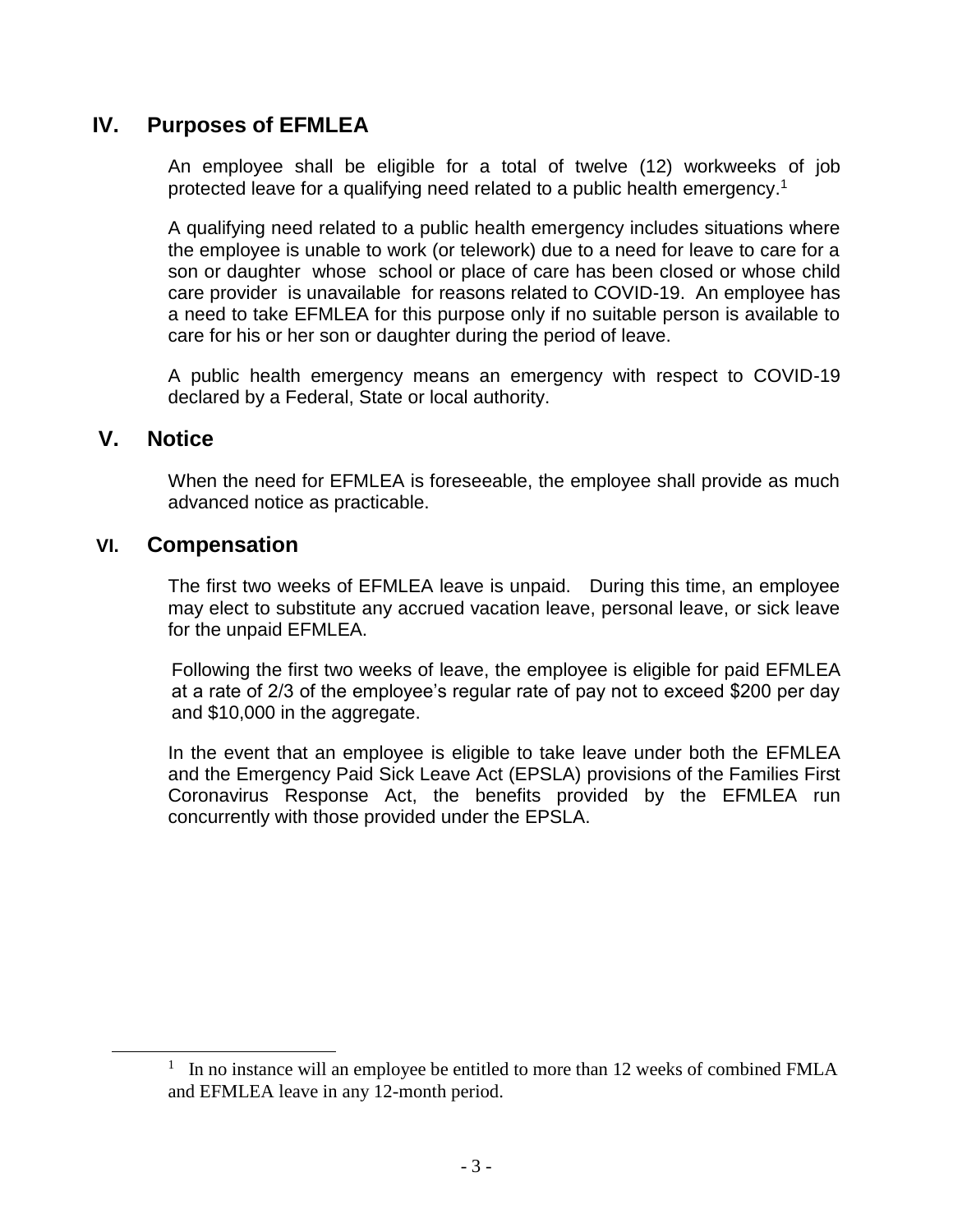## IV. Purposes of EFMLEA

An employee shall be eligible for a total of twelve (12) workweeks of job protected leave for a qualifying need related to a public health emergency.[1]

A qualifying need related to a public health emergency includes situations where the employee is unable to work (or telework) due to a need for leave to care for a son or daughter whose school or place of care has been closed or whose child care provider is unavailable for reasons related to COVID-19. An employee has a need to take EFMLEA for this purpose only if no suitable person is available to care for his or her son or daughter during the period of leave.

A public health emergency means an emergency with respect to COVID-19 declared by a Federal, State or local authority.

## V. Notice

When the need for EFMLEA is foreseeable, the employee shall provide as much advanced notice as practicable.

## VI. Compensation

The first two weeks of EFMLEA leave is unpaid. During this time, an employee may elect to substitute any accrued vacation leave, personal leave, or sick leave for the unpaid EFMLEA.

Following the first two weeks of leave, the employee is eligible for paid EFMLEA at a rate of 2/3 of the employee's regular rate of pay not to exceed $200 per day and $10,000 in the aggregate.

In the event that an employee is eligible to take leave under both the EFMLEA and the Emergency Paid Sick Leave Act (EPSLA) provisions of the Families First Coronavirus Response Act, the benefits provided by the EFMLEA run concurrently with those provided under the EPSLA.

---

[1] In no instance will an employee be entitled to more than 12 weeks of combined FMLA and EFMLEA leave in any 12-month period.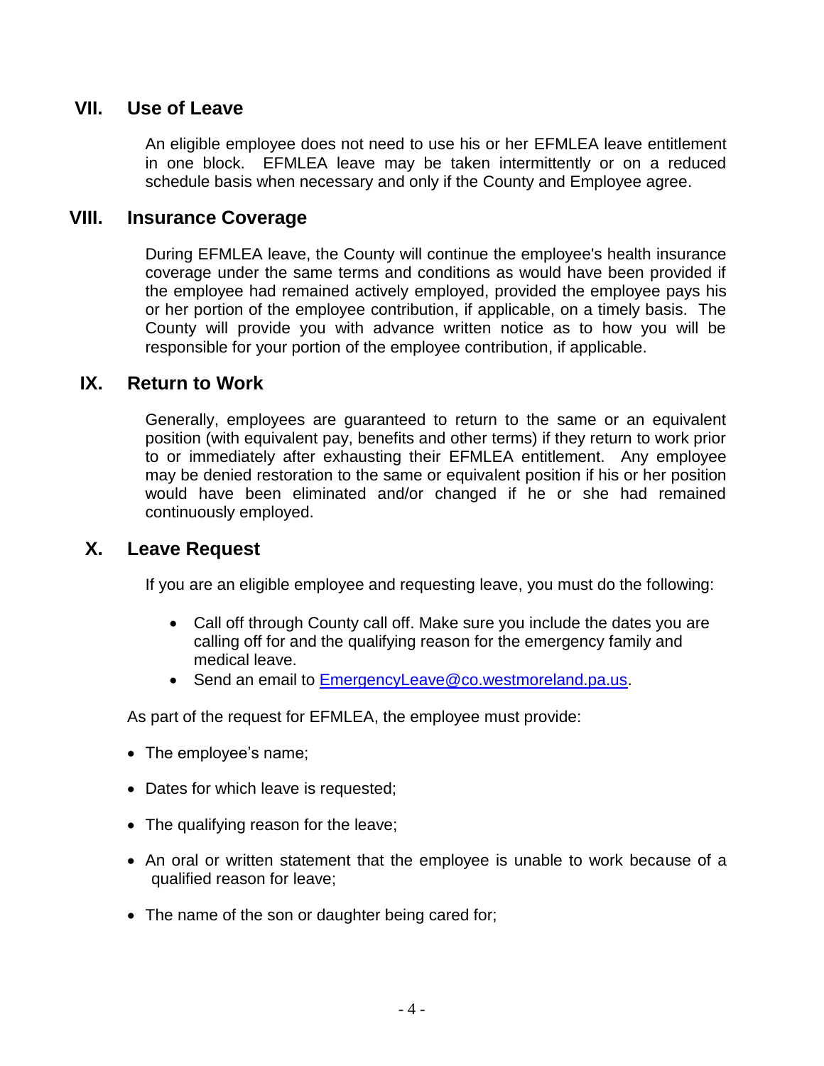## VII. Use of Leave

An eligible employee does not need to use his or her EFMLEA leave entitlement in one block. EFMLEA leave may be taken intermittently or on a reduced schedule basis when necessary and only if the County and Employee agree.

## VIII. Insurance Coverage

During EFMLEA leave, the County will continue the employee's health insurance coverage under the same terms and conditions as would have been provided if the employee had remained actively employed, provided the employee pays his or her portion of the employee contribution, if applicable, on a timely basis. The County will provide you with advance written notice as to how you will be responsible for your portion of the employee contribution, if applicable.

## IX. Return to Work

Generally, employees are guaranteed to return to the same or an equivalent position (with equivalent pay, benefits and other terms) if they return to work prior to or immediately after exhausting their EFMLEA entitlement. Any employee may be denied restoration to the same or equivalent position if his or her position would have been eliminated and/or changed if he or she had remained continuously employed.

## X. Leave Request

If you are an eligible employee and requesting leave, you must do the following:

- Call off through County call off. Make sure you include the dates you are calling off for and the qualifying reason for the emergency family and medical leave.
- Send an email to [EmergencyLeave@co.westmoreland.pa.us](mailto:EmergencyLeave@co.westmoreland.pa.us).

As part of the request for EFMLEA, the employee must provide:

- The employee's name;
- Dates for which leave is requested;
- The qualifying reason for the leave;
- An oral or written statement that the employee is unable to work because of a qualified reason for leave;
- The name of the son or daughter being cared for;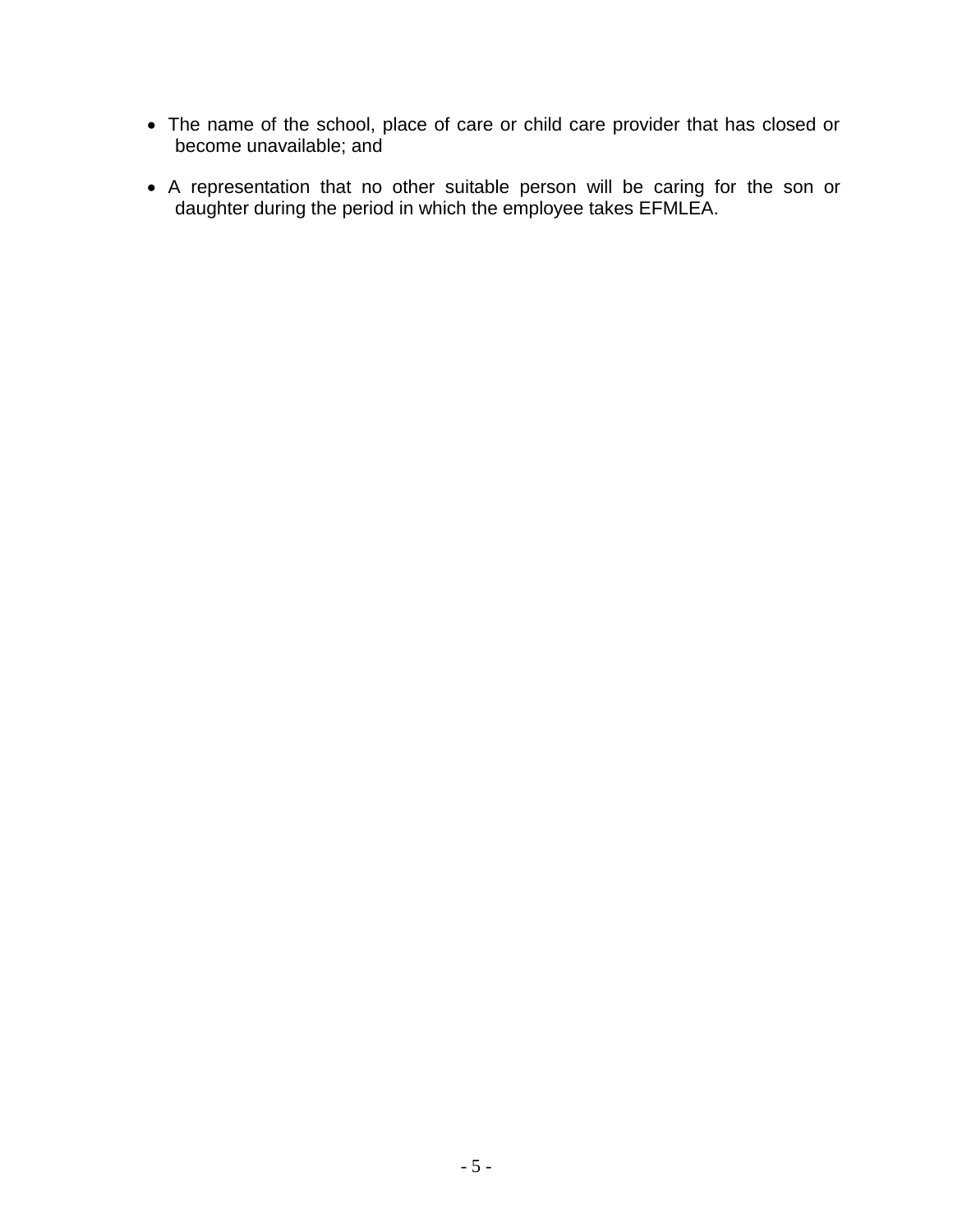- The name of the school, place of care or child care provider that has closed or become unavailable; and
- A representation that no other suitable person will be caring for the son or daughter during the period in which the employee takes EFMLEA.